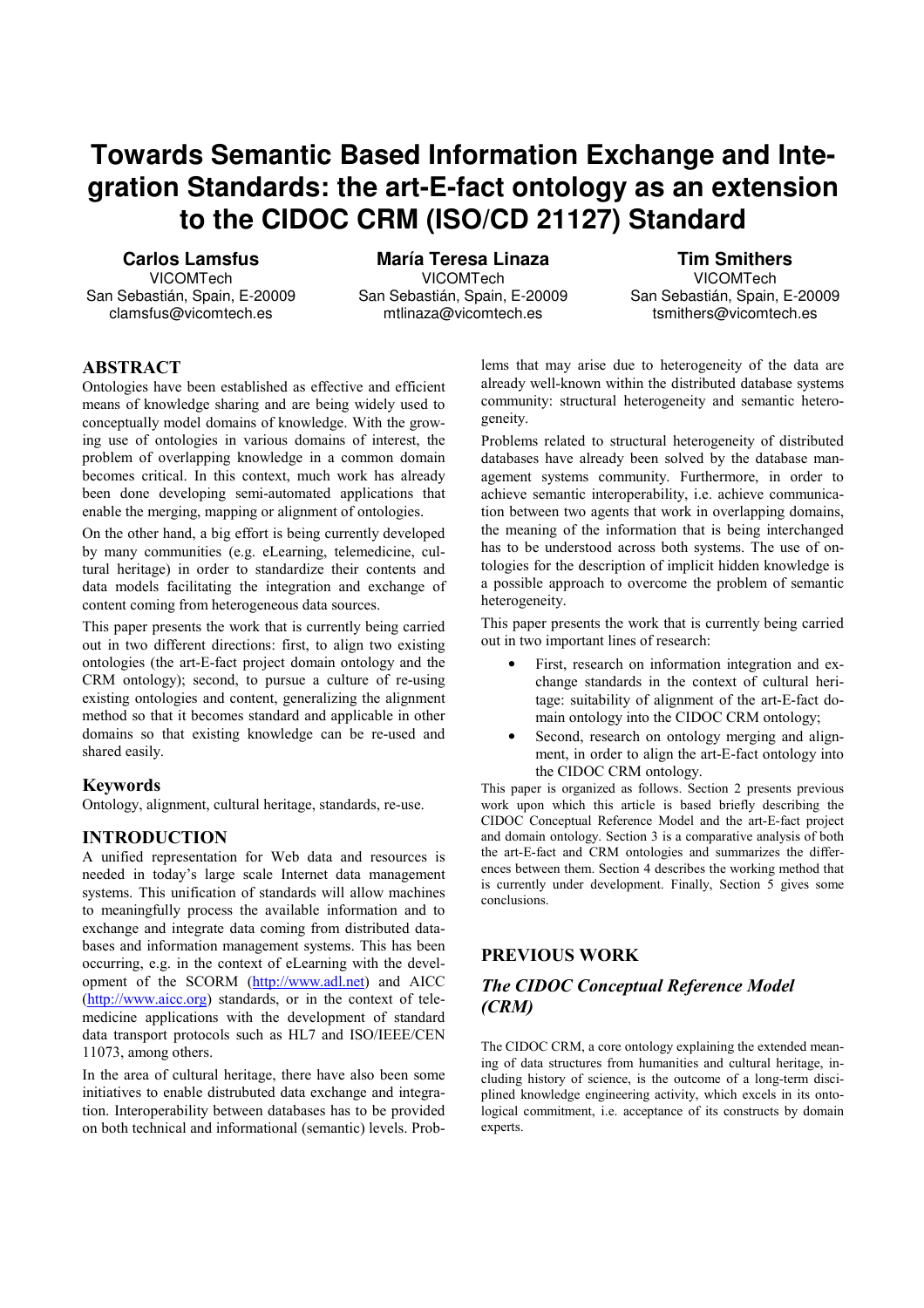# Towards Semantic Based Information Exchange and Integration Standards: the art-E-fact ontology as an extension to the CIDOC CRM (ISO/CD 21127) Standard

**Carlos Lamsfus**
VICOMTech
San Sebastián, Spain, E-20009
clamsfus@vicomtech.es

**María Teresa Linaza**
VICOMTech
San Sebastián, Spain, E-20009
mtlinaza@vicomtech.es

**Tim Smithers**
VICOMTech
San Sebastián, Spain, E-20009
tsmithers@vicomtech.es

## ABSTRACT

Ontologies have been established as effective and efficient means of knowledge sharing and are being widely used to conceptually model domains of knowledge. With the growing use of ontologies in various domains of interest, the problem of overlapping knowledge in a common domain becomes critical. In this context, much work has already been done developing semi-automated applications that enable the merging, mapping or alignment of ontologies.

On the other hand, a big effort is being currently developed by many communities (e.g. eLearning, telemedicine, cultural heritage) in order to standardize their contents and data models facilitating the integration and exchange of content coming from heterogeneous data sources.

This paper presents the work that is currently being carried out in two different directions: first, to align two existing ontologies (the art-E-fact project domain ontology and the CRM ontology); second, to pursue a culture of re-using existing ontologies and content, generalizing the alignment method so that it becomes standard and applicable in other domains so that existing knowledge can be re-used and shared easily.

### Keywords

Ontology, alignment, cultural heritage, standards, re-use.

## INTRODUCTION

A unified representation for Web data and resources is needed in today's large scale Internet data management systems. This unification of standards will allow machines to meaningfully process the available information and to exchange and integrate data coming from distributed databases and information management systems. This has been occurring, e.g. in the context of eLearning with the development of the SCORM (http://www.adl.net) and AICC (http://www.aicc.org) standards, or in the context of telemedicine applications with the development of standard data transport protocols such as HL7 and ISO/IEEE/CEN 11073, among others.

In the area of cultural heritage, there have also been some initiatives to enable distrubuted data exchange and integration. Interoperability between databases has to be provided on both technical and informational (semantic) levels. Problems that may arise due to heterogeneity of the data are already well-known within the distributed database systems community: structural heterogeneity and semantic heterogeneity.

Problems related to structural heterogeneity of distributed databases have already been solved by the database management systems community. Furthermore, in order to achieve semantic interoperability, i.e. achieve communication between two agents that work in overlapping domains, the meaning of the information that is being interchanged has to be understood across both systems. The use of ontologies for the description of implicit hidden knowledge is a possible approach to overcome the problem of semantic heterogeneity.

This paper presents the work that is currently being carried out in two important lines of research:

- First, research on information integration and exchange standards in the context of cultural heritage: suitability of alignment of the art-E-fact domain ontology into the CIDOC CRM ontology;
- Second, research on ontology merging and alignment, in order to align the art-E-fact ontology into the CIDOC CRM ontology.

This paper is organized as follows. Section 2 presents previous work upon which this article is based briefly describing the CIDOC Conceptual Reference Model and the art-E-fact project and domain ontology. Section 3 is a comparative analysis of both the art-E-fact and CRM ontologies and summarizes the differences between them. Section 4 describes the working method that is currently under development. Finally, Section 5 gives some conclusions.

## PREVIOUS WORK

### *The CIDOC Conceptual Reference Model (CRM)*

The CIDOC CRM, a core ontology explaining the extended meaning of data structures from humanities and cultural heritage, including history of science, is the outcome of a long-term disciplined knowledge engineering activity, which excels in its ontological commitment, i.e. acceptance of its constructs by domain experts.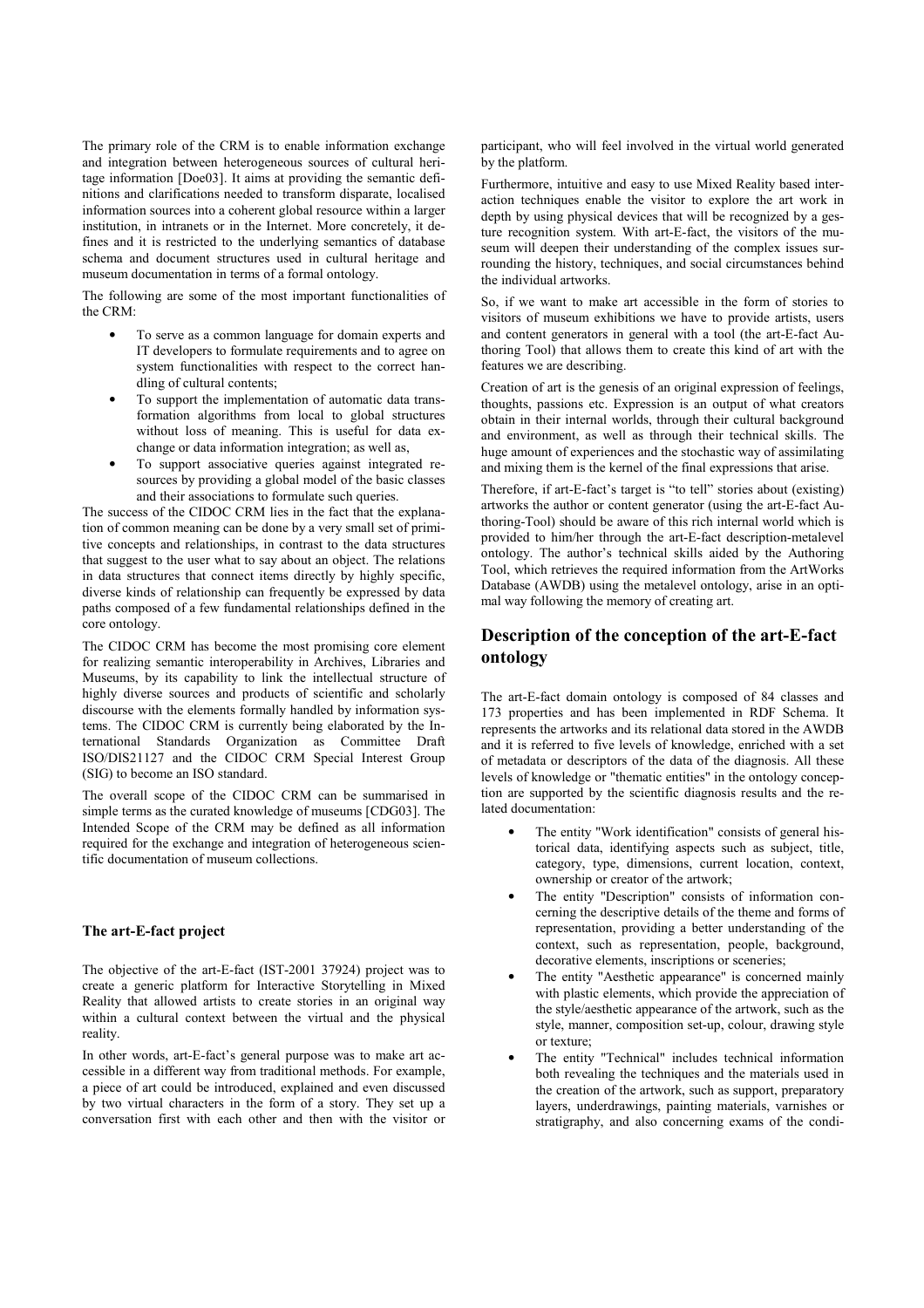The primary role of the CRM is to enable information exchange and integration between heterogeneous sources of cultural heritage information [Doe03]. It aims at providing the semantic definitions and clarifications needed to transform disparate, localised information sources into a coherent global resource within a larger institution, in intranets or in the Internet. More concretely, it defines and it is restricted to the underlying semantics of database schema and document structures used in cultural heritage and museum documentation in terms of a formal ontology.

The following are some of the most important functionalities of the CRM:

- To serve as a common language for domain experts and IT developers to formulate requirements and to agree on system functionalities with respect to the correct handling of cultural contents;
- To support the implementation of automatic data transformation algorithms from local to global structures without loss of meaning. This is useful for data exchange or data information integration; as well as,
- To support associative queries against integrated resources by providing a global model of the basic classes and their associations to formulate such queries.

The success of the CIDOC CRM lies in the fact that the explanation of common meaning can be done by a very small set of primitive concepts and relationships, in contrast to the data structures that suggest to the user what to say about an object. The relations in data structures that connect items directly by highly specific, diverse kinds of relationship can frequently be expressed by data paths composed of a few fundamental relationships defined in the core ontology.

The CIDOC CRM has become the most promising core element for realizing semantic interoperability in Archives, Libraries and Museums, by its capability to link the intellectual structure of highly diverse sources and products of scientific and scholarly discourse with the elements formally handled by information systems. The CIDOC CRM is currently being elaborated by the International Standards Organization as Committee Draft ISO/DIS21127 and the CIDOC CRM Special Interest Group (SIG) to become an ISO standard.

The overall scope of the CIDOC CRM can be summarised in simple terms as the curated knowledge of museums [CDG03]. The Intended Scope of the CRM may be defined as all information required for the exchange and integration of heterogeneous scientific documentation of museum collections.

### The art-E-fact project

The objective of the art-E-fact (IST-2001 37924) project was to create a generic platform for Interactive Storytelling in Mixed Reality that allowed artists to create stories in an original way within a cultural context between the virtual and the physical reality.

In other words, art-E-fact's general purpose was to make art accessible in a different way from traditional methods. For example, a piece of art could be introduced, explained and even discussed by two virtual characters in the form of a story. They set up a conversation first with each other and then with the visitor or participant, who will feel involved in the virtual world generated by the platform.

Furthermore, intuitive and easy to use Mixed Reality based interaction techniques enable the visitor to explore the art work in depth by using physical devices that will be recognized by a gesture recognition system. With art-E-fact, the visitors of the museum will deepen their understanding of the complex issues surrounding the history, techniques, and social circumstances behind the individual artworks.

So, if we want to make art accessible in the form of stories to visitors of museum exhibitions we have to provide artists, users and content generators in general with a tool (the art-E-fact Authoring Tool) that allows them to create this kind of art with the features we are describing.

Creation of art is the genesis of an original expression of feelings, thoughts, passions etc. Expression is an output of what creators obtain in their internal worlds, through their cultural background and environment, as well as through their technical skills. The huge amount of experiences and the stochastic way of assimilating and mixing them is the kernel of the final expressions that arise.

Therefore, if art-E-fact's target is "to tell" stories about (existing) artworks the author or content generator (using the art-E-fact Authoring-Tool) should be aware of this rich internal world which is provided to him/her through the art-E-fact description-metalevel ontology. The author's technical skills aided by the Authoring Tool, which retrieves the required information from the ArtWorks Database (AWDB) using the metalevel ontology, arise in an optimal way following the memory of creating art.

## Description of the conception of the art-E-fact ontology

The art-E-fact domain ontology is composed of 84 classes and 173 properties and has been implemented in RDF Schema. It represents the artworks and its relational data stored in the AWDB and it is referred to five levels of knowledge, enriched with a set of metadata or descriptors of the data of the diagnosis. All these levels of knowledge or "thematic entities" in the ontology conception are supported by the scientific diagnosis results and the related documentation:

- The entity "Work identification" consists of general historical data, identifying aspects such as subject, title, category, type, dimensions, current location, context, ownership or creator of the artwork;
- The entity "Description" consists of information concerning the descriptive details of the theme and forms of representation, providing a better understanding of the context, such as representation, people, background, decorative elements, inscriptions or sceneries;
- The entity "Aesthetic appearance" is concerned mainly with plastic elements, which provide the appreciation of the style/aesthetic appearance of the artwork, such as the style, manner, composition set-up, colour, drawing style or texture;
- The entity "Technical" includes technical information both revealing the techniques and the materials used in the creation of the artwork, such as support, preparatory layers, underdrawings, painting materials, varnishes or stratigraphy, and also concerning exams of the condi-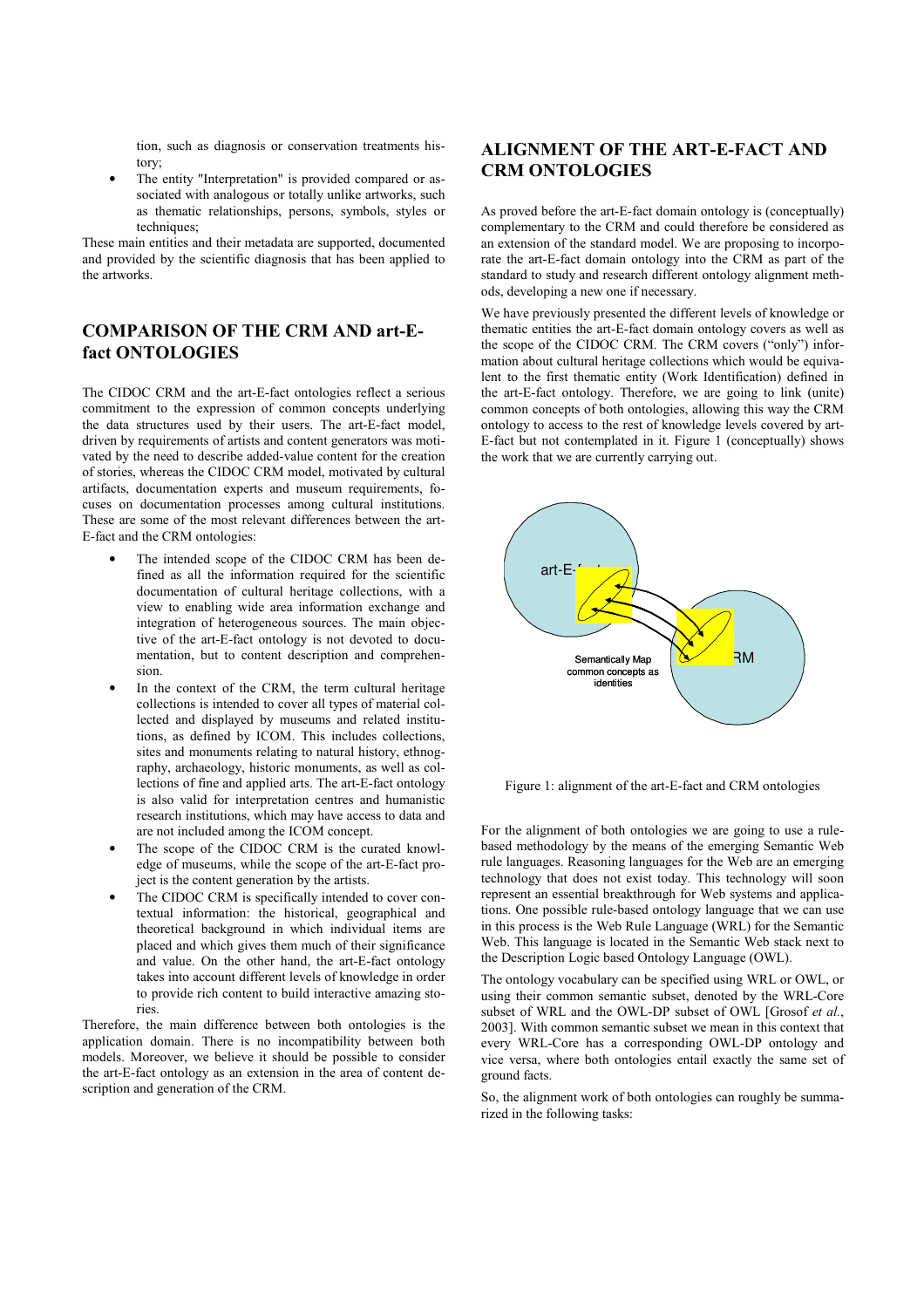tion, such as diagnosis or conservation treatments history;

- The entity "Interpretation" is provided compared or associated with analogous or totally unlike artworks, such as thematic relationships, persons, symbols, styles or techniques;

These main entities and their metadata are supported, documented and provided by the scientific diagnosis that has been applied to the artworks.

## COMPARISON OF THE CRM AND art-E-fact ONTOLOGIES

The CIDOC CRM and the art-E-fact ontologies reflect a serious commitment to the expression of common concepts underlying the data structures used by their users. The art-E-fact model, driven by requirements of artists and content generators was motivated by the need to describe added-value content for the creation of stories, whereas the CIDOC CRM model, motivated by cultural artifacts, documentation experts and museum requirements, focuses on documentation processes among cultural institutions. These are some of the most relevant differences between the art-E-fact and the CRM ontologies:

- The intended scope of the CIDOC CRM has been defined as all the information required for the scientific documentation of cultural heritage collections, with a view to enabling wide area information exchange and integration of heterogeneous sources. The main objective of the art-E-fact ontology is not devoted to documentation, but to content description and comprehension.
- In the context of the CRM, the term cultural heritage collections is intended to cover all types of material collected and displayed by museums and related institutions, as defined by ICOM. This includes collections, sites and monuments relating to natural history, ethnography, archaeology, historic monuments, as well as collections of fine and applied arts. The art-E-fact ontology is also valid for interpretation centres and humanistic research institutions, which may have access to data and are not included among the ICOM concept.
- The scope of the CIDOC CRM is the curated knowledge of museums, while the scope of the art-E-fact project is the content generation by the artists.
- The CIDOC CRM is specifically intended to cover contextual information: the historical, geographical and theoretical background in which individual items are placed and which gives them much of their significance and value. On the other hand, the art-E-fact ontology takes into account different levels of knowledge in order to provide rich content to build interactive amazing stories.

Therefore, the main difference between both ontologies is the application domain. There is no incompatibility between both models. Moreover, we believe it should be possible to consider the art-E-fact ontology as an extension in the area of content description and generation of the CRM.

## ALIGNMENT OF THE ART-E-FACT AND CRM ONTOLOGIES

As proved before the art-E-fact domain ontology is (conceptually) complementary to the CRM and could therefore be considered as an extension of the standard model. We are proposing to incorporate the art-E-fact domain ontology into the CRM as part of the standard to study and research different ontology alignment methods, developing a new one if necessary.

We have previously presented the different levels of knowledge or thematic entities the art-E-fact domain ontology covers as well as the scope of the CIDOC CRM. The CRM covers ("only") information about cultural heritage collections which would be equivalent to the first thematic entity (Work Identification) defined in the art-E-fact ontology. Therefore, we are going to link (unite) common concepts of both ontologies, allowing this way the CRM ontology to access to the rest of knowledge levels covered by art-E-fact but not contemplated in it. Figure 1 (conceptually) shows the work that we are currently carrying out.

Figure 1: alignment of the art-E-fact and CRM ontologies

For the alignment of both ontologies we are going to use a rule-based methodology by the means of the emerging Semantic Web rule languages. Reasoning languages for the Web are an emerging technology that does not exist today. This technology will soon represent an essential breakthrough for Web systems and applications. One possible rule-based ontology language that we can use in this process is the Web Rule Language (WRL) for the Semantic Web. This language is located in the Semantic Web stack next to the Description Logic based Ontology Language (OWL).

The ontology vocabulary can be specified using WRL or OWL, or using their common semantic subset, denoted by the WRL-Core subset of WRL and the OWL-DP subset of OWL [Grosof *et al.*, 2003]. With common semantic subset we mean in this context that every WRL-Core has a corresponding OWL-DP ontology and vice versa, where both ontologies entail exactly the same set of ground facts.

So, the alignment work of both ontologies can roughly be summarized in the following tasks: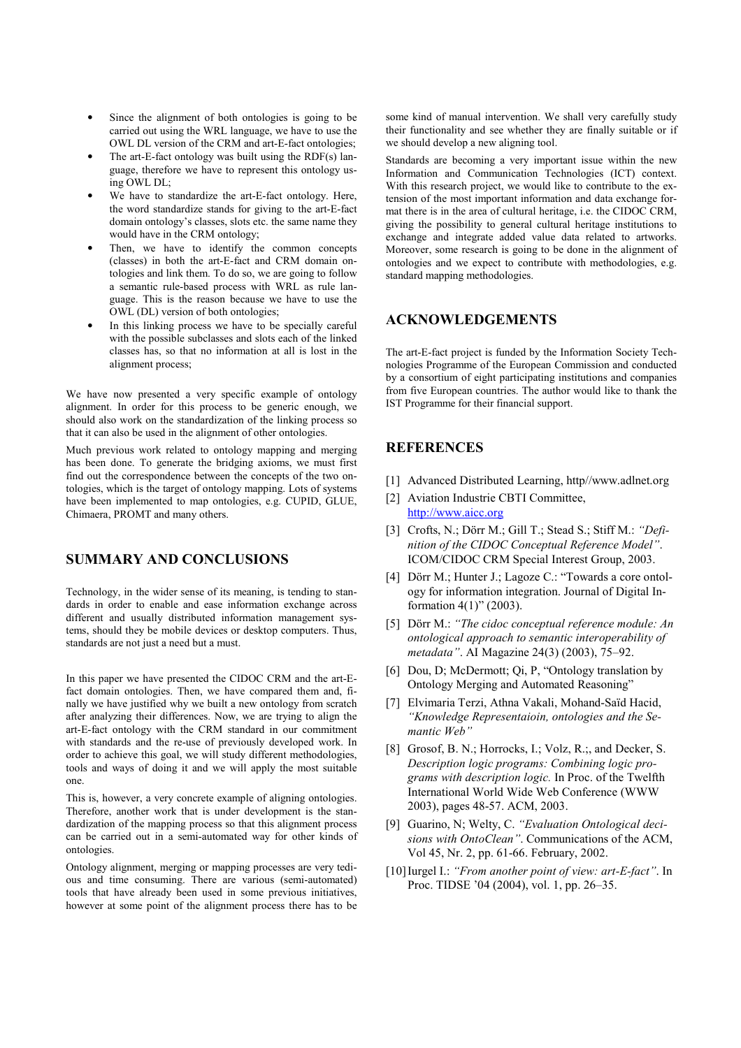- Since the alignment of both ontologies is going to be carried out using the WRL language, we have to use the OWL DL version of the CRM and art-E-fact ontologies;
- The art-E-fact ontology was built using the RDF(s) language, therefore we have to represent this ontology using OWL DL;
- We have to standardize the art-E-fact ontology. Here, the word standardize stands for giving to the art-E-fact domain ontology's classes, slots etc. the same name they would have in the CRM ontology;
- Then, we have to identify the common concepts (classes) in both the art-E-fact and CRM domain ontologies and link them. To do so, we are going to follow a semantic rule-based process with WRL as rule language. This is the reason because we have to use the OWL (DL) version of both ontologies;
- In this linking process we have to be specially careful with the possible subclasses and slots each of the linked classes has, so that no information at all is lost in the alignment process;

We have now presented a very specific example of ontology alignment. In order for this process to be generic enough, we should also work on the standardization of the linking process so that it can also be used in the alignment of other ontologies.

Much previous work related to ontology mapping and merging has been done. To generate the bridging axioms, we must first find out the correspondence between the concepts of the two ontologies, which is the target of ontology mapping. Lots of systems have been implemented to map ontologies, e.g. CUPID, GLUE, Chimaera, PROMT and many others.

## SUMMARY AND CONCLUSIONS

Technology, in the wider sense of its meaning, is tending to standards in order to enable and ease information exchange across different and usually distributed information management systems, should they be mobile devices or desktop computers. Thus, standards are not just a need but a must.

In this paper we have presented the CIDOC CRM and the art-E-fact domain ontologies. Then, we have compared them and, finally we have justified why we built a new ontology from scratch after analyzing their differences. Now, we are trying to align the art-E-fact ontology with the CRM standard in our commitment with standards and the re-use of previously developed work. In order to achieve this goal, we will study different methodologies, tools and ways of doing it and we will apply the most suitable one.

This is, however, a very concrete example of aligning ontologies. Therefore, another work that is under development is the standardization of the mapping process so that this alignment process can be carried out in a semi-automated way for other kinds of ontologies.

Ontology alignment, merging or mapping processes are very tedious and time consuming. There are various (semi-automated) tools that have already been used in some previous initiatives, however at some point of the alignment process there has to be some kind of manual intervention. We shall very carefully study their functionality and see whether they are finally suitable or if we should develop a new aligning tool.

Standards are becoming a very important issue within the new Information and Communication Technologies (ICT) context. With this research project, we would like to contribute to the extension of the most important information and data exchange format there is in the area of cultural heritage, i.e. the CIDOC CRM, giving the possibility to general cultural heritage institutions to exchange and integrate added value data related to artworks. Moreover, some research is going to be done in the alignment of ontologies and we expect to contribute with methodologies, e.g. standard mapping methodologies.

## ACKNOWLEDGEMENTS

The art-E-fact project is funded by the Information Society Technologies Programme of the European Commission and conducted by a consortium of eight participating institutions and companies from five European countries. The author would like to thank the IST Programme for their financial support.

## REFERENCES

[1] Advanced Distributed Learning, http//www.adlnet.org

[2] Aviation Industrie CBTI Committee, http://www.aicc.org

[3] Crofts, N.; Dörr M.; Gill T.; Stead S.; Stiff M.: *"Definition of the CIDOC Conceptual Reference Model"*. ICOM/CIDOC CRM Special Interest Group, 2003.

[4] Dörr M.; Hunter J.; Lagoze C.: "Towards a core ontology for information integration. Journal of Digital Information 4(1)" (2003).

[5] Dörr M.: *"The cidoc conceptual reference module: An ontological approach to semantic interoperability of metadata"*. AI Magazine 24(3) (2003), 75–92.

[6] Dou, D; McDermott; Qi, P, "Ontology translation by Ontology Merging and Automated Reasoning"

[7] Elvimaria Terzi, Athna Vakali, Mohand-Saïd Hacid, *"Knowledge Representaioin, ontologies and the Semantic Web"*

[8] Grosof, B. N.; Horrocks, I.; Volz, R.;, and Decker, S. *Description logic programs: Combining logic programs with description logic.* In Proc. of the Twelfth International World Wide Web Conference (WWW 2003), pages 48-57. ACM, 2003.

[9] Guarino, N; Welty, C. *"Evaluation Ontological decisions with OntoClean"*. Communications of the ACM, Vol 45, Nr. 2, pp. 61-66. February, 2002.

[10] Iurgel I.: *"From another point of view: art-E-fact"*. In Proc. TIDSE '04 (2004), vol. 1, pp. 26–35.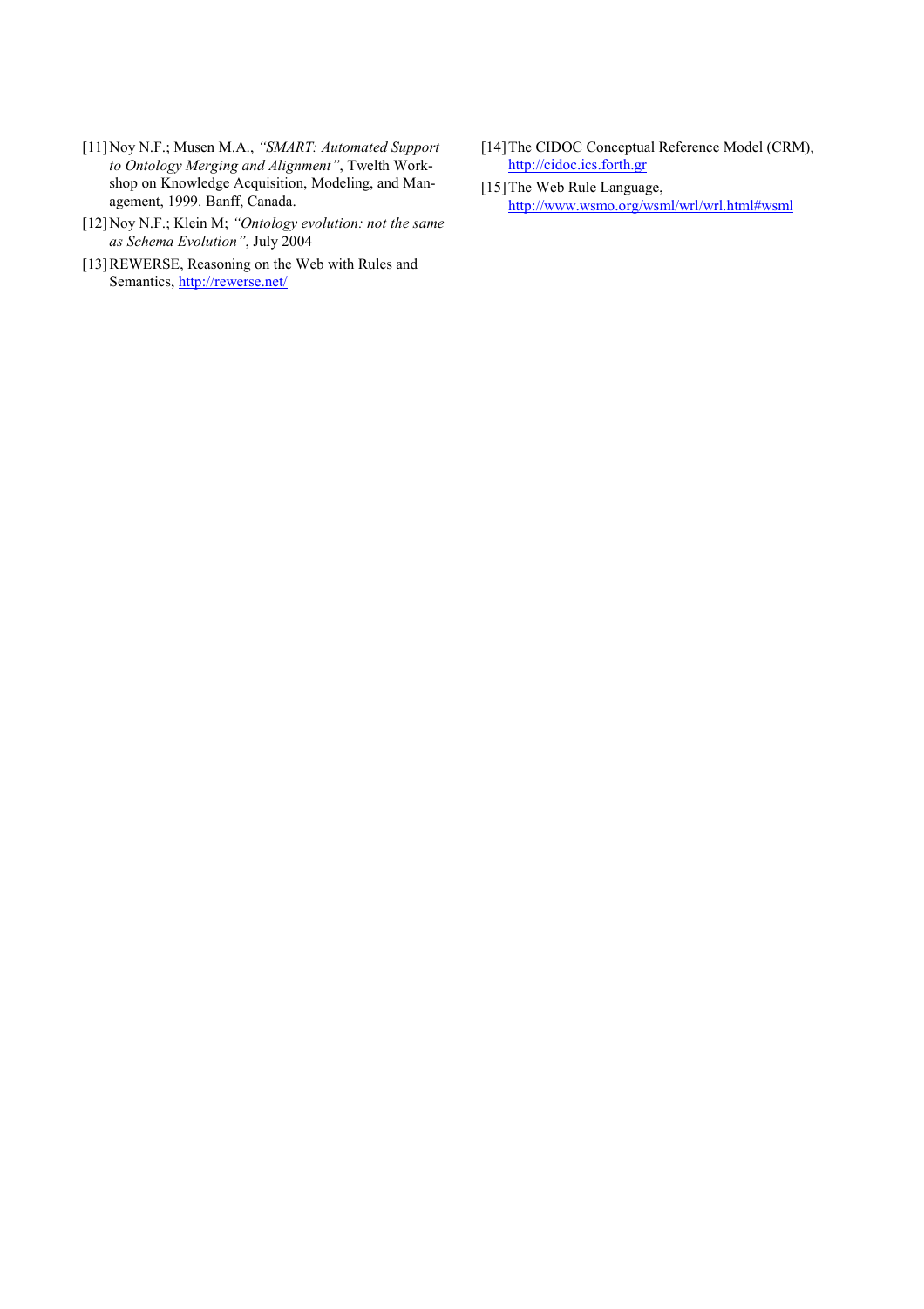[11] Noy N.F.; Musen M.A., *"SMART: Automated Support to Ontology Merging and Alignment"*, Twelth Workshop on Knowledge Acquisition, Modeling, and Management, 1999. Banff, Canada.

[12] Noy N.F.; Klein M; *"Ontology evolution: not the same as Schema Evolution"*, July 2004

[13] REWERSE, Reasoning on the Web with Rules and Semantics, http://rewerse.net/

[14] The CIDOC Conceptual Reference Model (CRM), http://cidoc.ics.forth.gr

[15] The Web Rule Language, http://www.wsmo.org/wsml/wrl/wrl.html#wsml